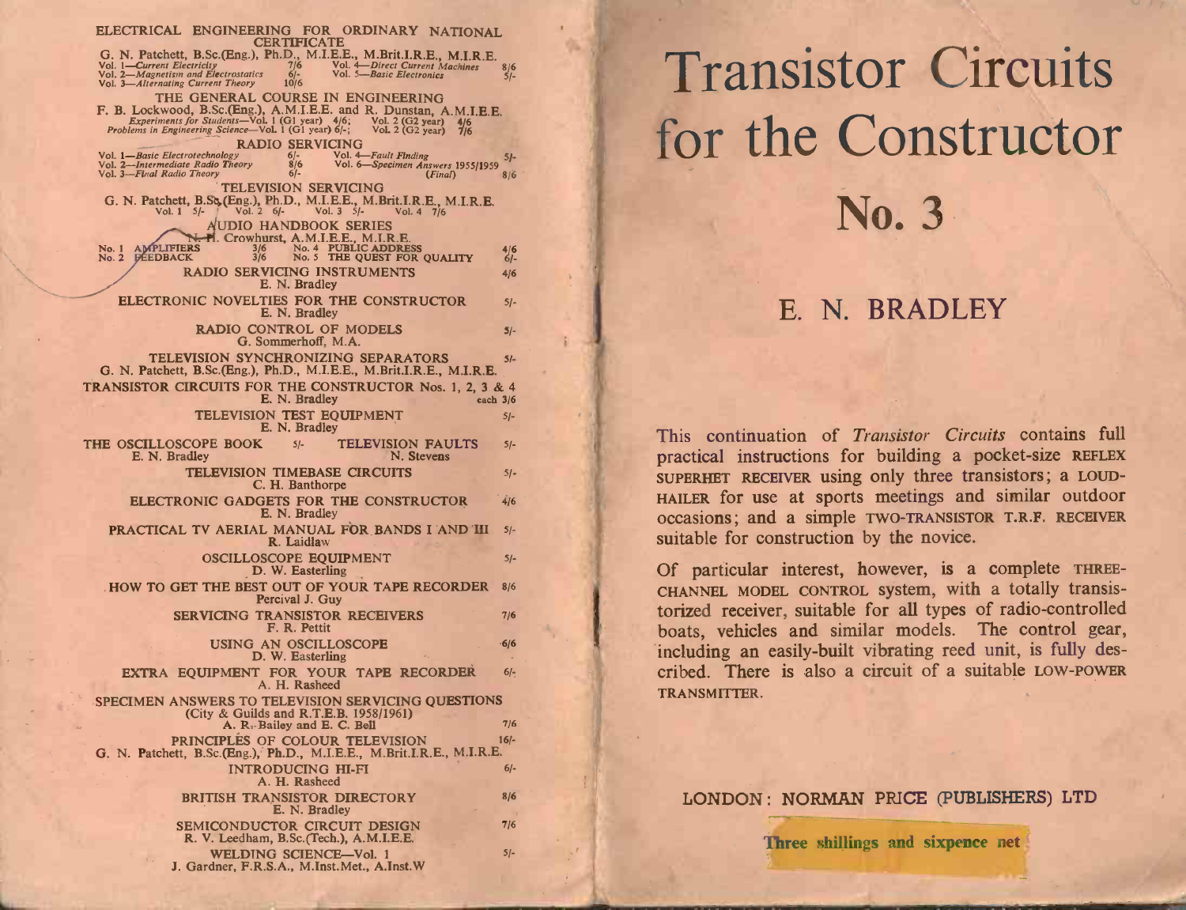ELECTRICAL ENGINEERING FOR ORDINARY NATIONAL CERTIFICATE
G. N. Patchett, B.Sc.(Eng.), Ph.D., M.I.E.E., M.Brit.I.R.E., M.I.R.E.

| | | | |
|---|---|---|---|
| Vol. 1—*Current Electricity* | 7/6 | Vol. 4—*Direct Current Machines* | 8/6 |
| Vol. 2—*Magnetism and Electrostatics* | 6/- | Vol. 5—*Basic Electronics* | 5/- |
| Vol. 3—*Alternating Current Theory* | 10/6 | | |

THE GENERAL COURSE IN ENGINEERING
F. B. Lockwood, B.Sc.(Eng.), A.M.I.E.E. and R. Dunstan, A.M.I.E.E.
*Experiments for Students*—Vol. 1 (G1 year) 4/6; Vol. 2 (G2 year) 4/6
*Problems in Engineering Science*—Vol. 1 (G1 year) 6/-; Vol. 2 (G2 year) 7/6

RADIO SERVICING

| | | | |
|---|---|---|---|
| Vol. 1—*Basic Electrotechnology* | 6/- | Vol. 4—*Fault Finding* | 5/- |
| Vol. 2—*Intermediate Radio Theory* | 8/6 | Vol. 6—*Specimen Answers 1955/1959 (Final)* | 8/6 |
| Vol. 3—*Final Radio Theory* | 6/- | | |

TELEVISION SERVICING
G. N. Patchett, B.Sc.(Eng.), Ph.D., M.I.E.E., M.Brit.I.R.E., M.I.R.E.
Vol. 1 5/- Vol. 2 6/- Vol. 3 5/- Vol. 4 7/6

AUDIO HANDBOOK SERIES
N. H. Crowhurst, A.M.I.E.E., M.I.R.E.

| | | | |
|---|---|---|---|
| No. 1 AMPLIFIERS | 3/6 | No. 4 PUBLIC ADDRESS | 4/6 |
| No. 2 FEEDBACK | 3/6 | No. 5 THE QUEST FOR QUALITY | 6/- |

RADIO SERVICING INSTRUMENTS — 4/6
E. N. Bradley

ELECTRONIC NOVELTIES FOR THE CONSTRUCTOR — 5/-
E. N. Bradley

RADIO CONTROL OF MODELS — 5/-
G. Sommerhoff, M.A.

TELEVISION SYNCHRONIZING SEPARATORS — 5/-
G. N. Patchett, B.Sc.(Eng.), Ph.D., M.I.E.E., M.Brit.I.R.E., M.I.R.E.

TRANSISTOR CIRCUITS FOR THE CONSTRUCTOR Nos. 1, 2, 3 & 4 — each 3/6
E. N. Bradley

TELEVISION TEST EQUIPMENT — 5/-
E. N. Bradley

THE OSCILLOSCOPE BOOK — 5/-
E. N. Bradley

TELEVISION FAULTS — 5/-
N. Stevens

TELEVISION TIMEBASE CIRCUITS — 5/-
C. H. Banthorpe

ELECTRONIC GADGETS FOR THE CONSTRUCTOR — 4/6
E. N. Bradley

PRACTICAL TV AERIAL MANUAL FOR BANDS I AND III — 5/-
R. Laidlaw

OSCILLOSCOPE EQUIPMENT — 5/-
D. W. Easterling

HOW TO GET THE BEST OUT OF YOUR TAPE RECORDER — 8/6
Percival J. Guy

SERVICING TRANSISTOR RECEIVERS — 7/6
F. R. Pettit

USING AN OSCILLOSCOPE — 6/6
D. W. Easterling

EXTRA EQUIPMENT FOR YOUR TAPE RECORDER — 6/-
A. H. Rasheed

SPECIMEN ANSWERS TO TELEVISION SERVICING QUESTIONS
(City & Guilds and R.T.E.B. 1958/1961) — 7/6
A. R. Bailey and E. C. Bell

PRINCIPLES OF COLOUR TELEVISION — 16/-
G. N. Patchett, B.Sc.(Eng.), Ph.D., M.I.E.E., M.Brit.I.R.E., M.I.R.E.

INTRODUCING HI-FI — 6/-
A. H. Rasheed

BRITISH TRANSISTOR DIRECTORY — 8/6
E. N. Bradley

SEMICONDUCTOR CIRCUIT DESIGN — 7/6
R. V. Leedham, B.Sc.(Tech.), A.M.I.E.E.

WELDING SCIENCE—Vol. 1 — 5/-
J. Gardner, F.R.S.A., M.Inst.Met., A.Inst.W

# Transistor Circuits for the Constructor

# No. 3

## E. N. BRADLEY

This continuation of *Transistor Circuits* contains full practical instructions for building a pocket-size REFLEX SUPERHET RECEIVER using only three transistors; a LOUD-HAILER for use at sports meetings and similar outdoor occasions; and a simple TWO-TRANSISTOR T.R.F. RECEIVER suitable for construction by the novice.

Of particular interest, however, is a complete THREE-CHANNEL MODEL CONTROL system, with a totally transistorized receiver, suitable for all types of radio-controlled boats, vehicles and similar models. The control gear, including an easily-built vibrating reed unit, is fully described. There is also a circuit of a suitable LOW-POWER TRANSMITTER.

LONDON: NORMAN PRICE (PUBLISHERS) LTD

Three shillings and sixpence net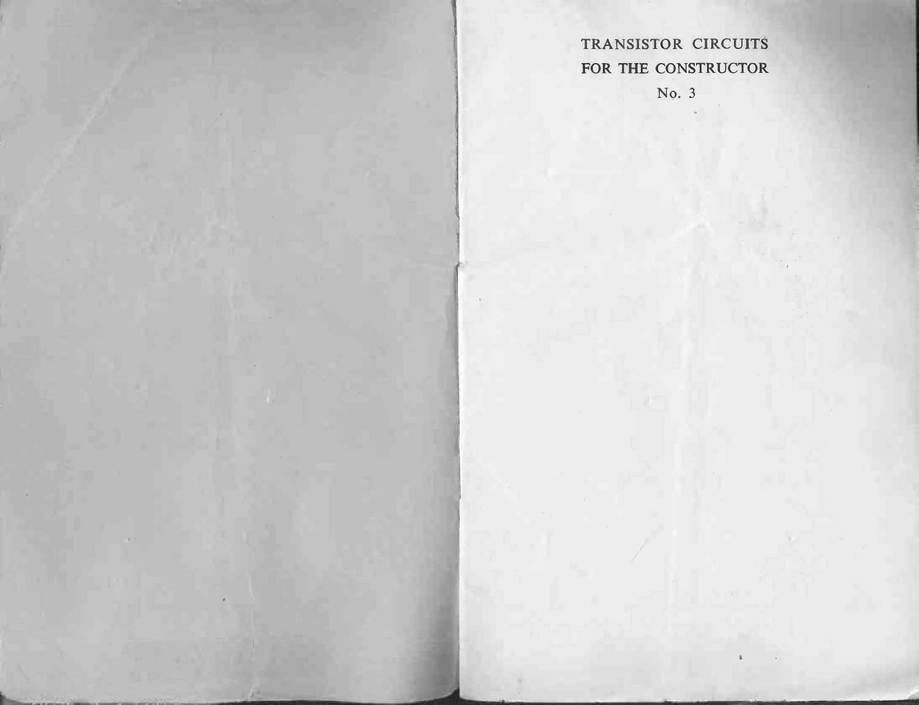# TRANSISTOR CIRCUITS FOR THE CONSTRUCTOR

No. 3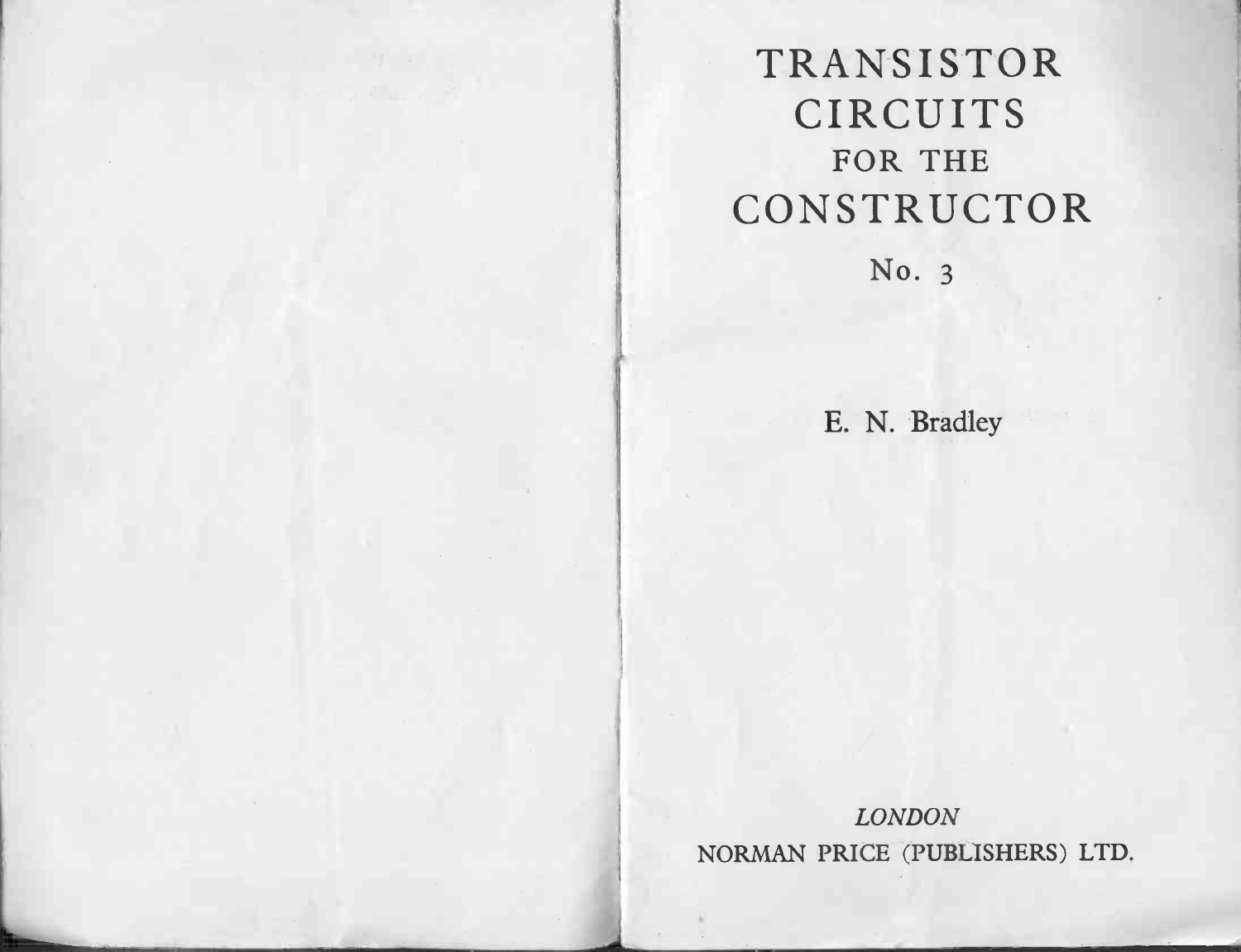# TRANSISTOR CIRCUITS FOR THE CONSTRUCTOR

## No. 3

E. N. Bradley

*LONDON*

NORMAN PRICE (PUBLISHERS) LTD.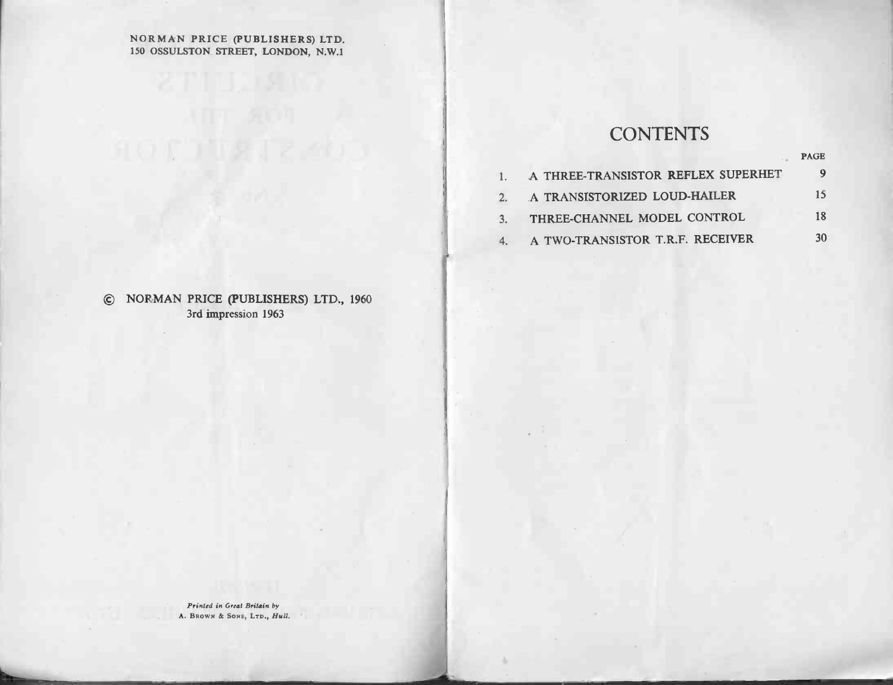NORMAN PRICE (PUBLISHERS) LTD.
150 OSSULSTON STREET, LONDON, N.W.1

© NORMAN PRICE (PUBLISHERS) LTD., 1960
3rd impression 1963

*Printed in Great Britain by*
A. BROWN & SONS, LTD., *Hull.*

# CONTENTS

| | | PAGE |
|---|---|---|
| 1. | A THREE-TRANSISTOR REFLEX SUPERHET | 9 |
| 2. | A TRANSISTORIZED LOUD-HAILER | 15 |
| 3. | THREE-CHANNEL MODEL CONTROL | 18 |
| 4. | A TWO-TRANSISTOR T.R.F. RECEIVER | 30 |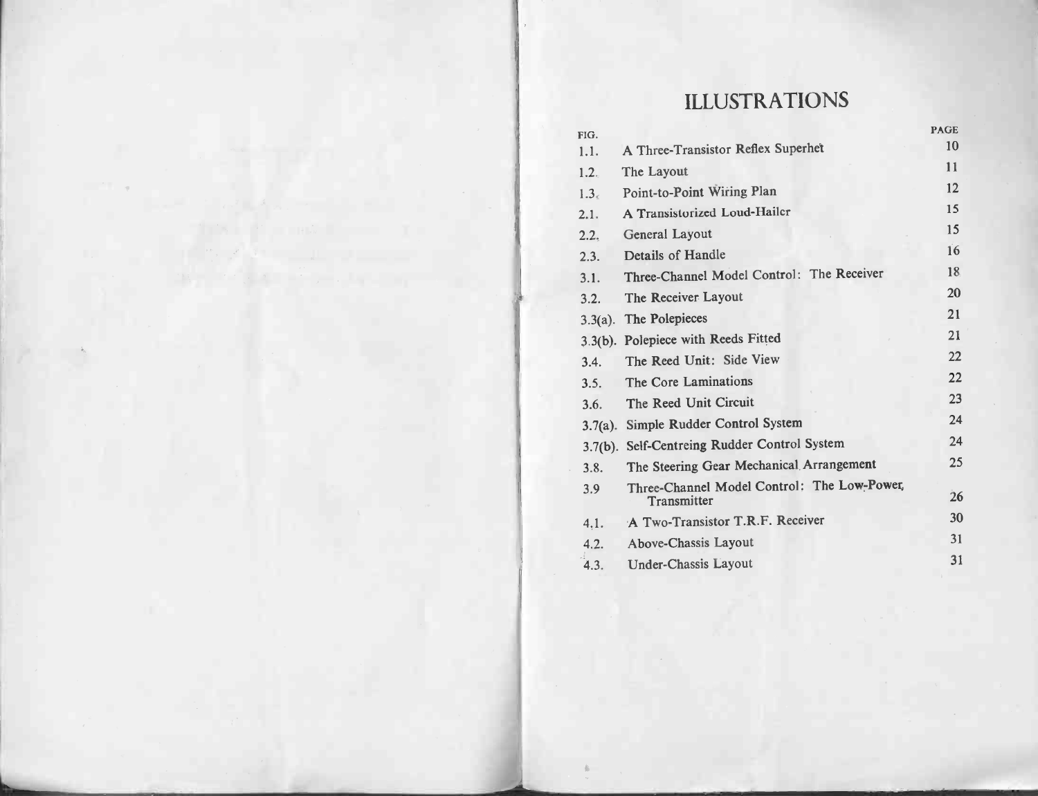# ILLUSTRATIONS

| FIG. | | PAGE |
|---|---|---|
| 1.1. | A Three-Transistor Reflex Superhet | 10 |
| 1.2. | The Layout | 11 |
| 1.3. | Point-to-Point Wiring Plan | 12 |
| 2.1. | A Transistorized Loud-Hailer | 15 |
| 2.2. | General Layout | 15 |
| 2.3. | Details of Handle | 16 |
| 3.1. | Three-Channel Model Control: The Receiver | 18 |
| 3.2. | The Receiver Layout | 20 |
| 3.3(a). | The Polepieces | 21 |
| 3.3(b). | Polepiece with Reeds Fitted | 21 |
| 3.4. | The Reed Unit: Side View | 22 |
| 3.5. | The Core Laminations | 22 |
| 3.6. | The Reed Unit Circuit | 23 |
| 3.7(a). | Simple Rudder Control System | 24 |
| 3.7(b). | Self-Centreing Rudder Control System | 24 |
| 3.8. | The Steering Gear Mechanical Arrangement | 25 |
| 3.9 | Three-Channel Model Control: The Low-Power Transmitter | 26 |
| 4.1. | A Two-Transistor T.R.F. Receiver | 30 |
| 4.2. | Above-Chassis Layout | 31 |
| 4.3. | Under-Chassis Layout | 31 |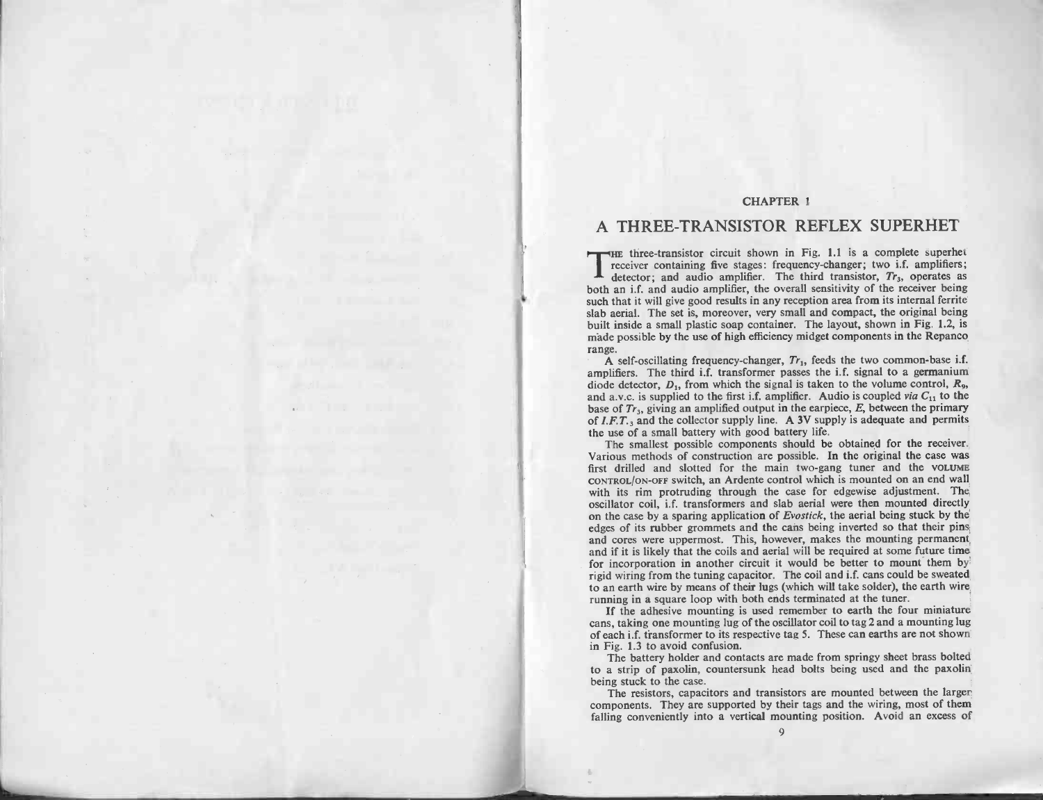## CHAPTER 1

# A THREE-TRANSISTOR REFLEX SUPERHET

THE three-transistor circuit shown in Fig. 1.1 is a complete superhet receiver containing five stages: frequency-changer; two i.f. amplifiers; detector; and audio amplifier. The third transistor, $Tr_3$, operates as both an i.f. and audio amplifier, the overall sensitivity of the receiver being such that it will give good results in any reception area from its internal ferrite slab aerial. The set is, moreover, very small and compact, the original being built inside a small plastic soap container. The layout, shown in Fig. 1.2, is made possible by the use of high efficiency midget components in the Repanco range.

A self-oscillating frequency-changer, $Tr_1$, feeds the two common-base i.f. amplifiers. The third i.f. transformer passes the i.f. signal to a germanium diode detector, $D_1$, from which the signal is taken to the volume control, $R_9$, and a.v.c. is supplied to the first i.f. amplifier. Audio is coupled *via* $C_{11}$ to the base of $Tr_3$, giving an amplified output in the earpiece, *E*, between the primary of *I.F.T.*$_3$ and the collector supply line. A 3V supply is adequate and permits the use of a small battery with good battery life.

The smallest possible components should be obtained for the receiver. Various methods of construction are possible. In the original the case was first drilled and slotted for the main two-gang tuner and the VOLUME CONTROL/ON-OFF switch, an Ardente control which is mounted on an end wall with its rim protruding through the case for edgewise adjustment. The oscillator coil, i.f. transformers and slab aerial were then mounted directly on the case by a sparing application of *Evostick*, the aerial being stuck by the edges of its rubber grommets and the cans being inverted so that their pins and cores were uppermost. This, however, makes the mounting permanent, and if it is likely that the coils and aerial will be required at some future time for incorporation in another circuit it would be better to mount them by rigid wiring from the tuning capacitor. The coil and i.f. cans could be sweated to an earth wire by means of their lugs (which will take solder), the earth wire running in a square loop with both ends terminated at the tuner.

If the adhesive mounting is used remember to earth the four miniature cans, taking one mounting lug of the oscillator coil to tag 2 and a mounting lug of each i.f. transformer to its respective tag 5. These can earths are not shown in Fig. 1.3 to avoid confusion.

The battery holder and contacts are made from springy sheet brass bolted to a strip of paxolin, countersunk head bolts being used and the paxolin being stuck to the case.

The resistors, capacitors and transistors are mounted between the larger components. They are supported by their tags and the wiring, most of them falling conveniently into a vertical mounting position. Avoid an excess of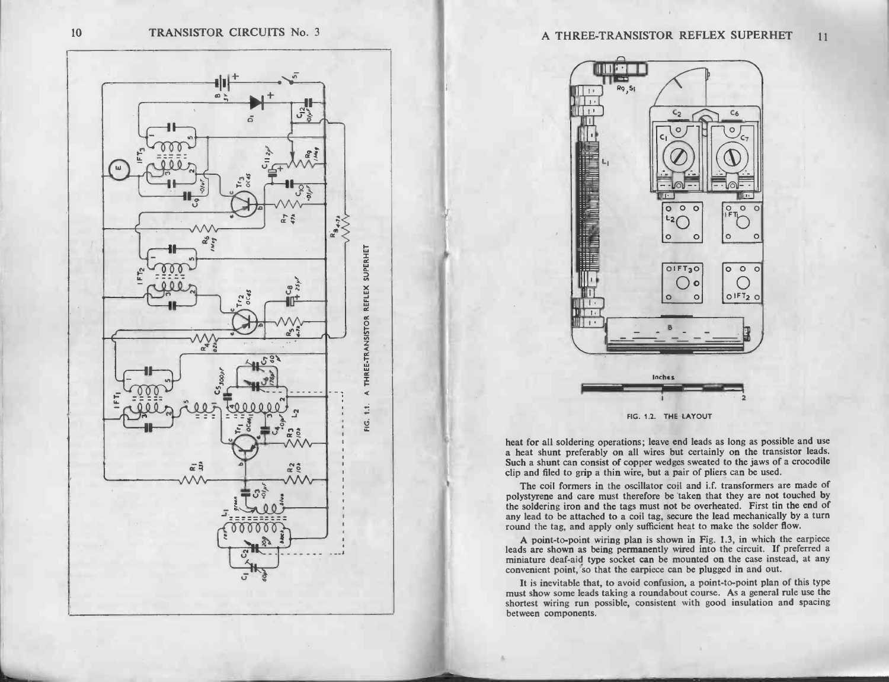FIG. 1.1. A THREE-TRANSISTOR REFLEX SUPERHET

FIG. 1.2. THE LAYOUT

heat for all soldering operations; leave end leads as long as possible and use a heat shunt preferably on all wires but certainly on the transistor leads. Such a shunt can consist of copper wedges sweated to the jaws of a crocodile clip and filed to grip a thin wire, but a pair of pliers can be used.

The coil formers in the oscillator coil and i.f. transformers are made of polystyrene and care must therefore be taken that they are not touched by the soldering iron and the tags must not be overheated. First tin the end of any lead to be attached to a coil tag, secure the lead mechanically by a turn round the tag, and apply only sufficient heat to make the solder flow.

A point-to-point wiring plan is shown in Fig. 1.3, in which the earpiece leads are shown as being permanently wired into the circuit. If preferred a miniature deaf-aid type socket can be mounted on the case instead, at any convenient point, so that the earpiece can be plugged in and out.

It is inevitable that, to avoid confusion, a point-to-point plan of this type must show some leads taking a roundabout course. As a general rule use the shortest wiring run possible, consistent with good insulation and spacing between components.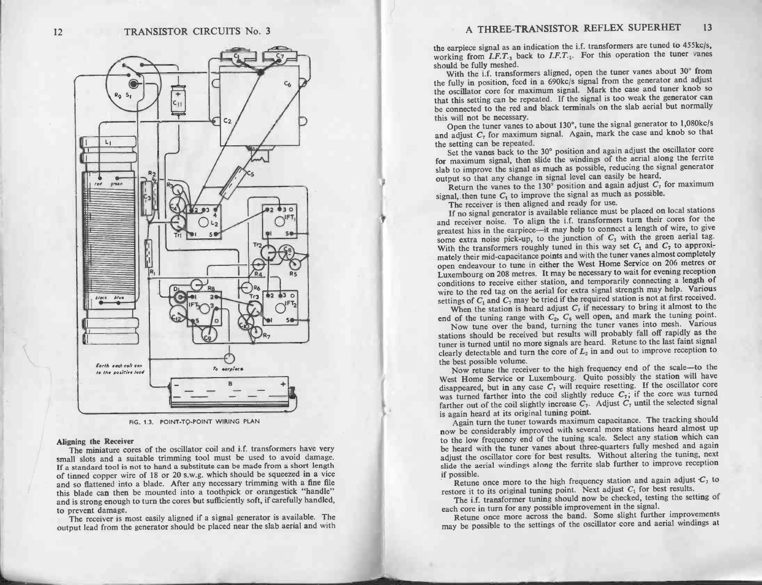FIG. 1.3. POINT-TO-POINT WIRING PLAN

### Aligning the Receiver

The miniature cores of the oscillator coil and i.f. transformers have very small slots and a suitable trimming tool must be used to avoid damage. If a standard tool is not to hand a substitute can be made from a short length of tinned copper wire of 18 or 20 s.w.g. which should be squeezed in a vice and so flattened into a blade. After any necessary trimming with a fine file this blade can then be mounted into a toothpick or orangestick "handle" and is strong enough to turn the cores but sufficiently soft, if carefully handled, to prevent damage.

The receiver is most easily aligned if a signal generator is available. The output lead from the generator should be placed near the slab aerial and with the earpiece signal as an indication the i.f. transformers are tuned to 455kc/s, working from *I.F.T.*$_3$ back to *I.F.T.*$_1$. For this operation the tuner vanes should be fully meshed.

With the i.f. transformers aligned, open the tuner vanes about 30° from the fully in position, feed in a 690kc/s signal from the generator and adjust the oscillator core for maximum signal. Mark the case and tuner knob so that this setting can be repeated. If the signal is too weak the generator can be connected to the red and black terminals on the slab aerial but normally this will not be necessary.

Open the tuner vanes to about 130°, tune the signal generator to 1,080kc/s and adjust $C_7$ for maximum signal. Again, mark the case and knob so that the setting can be repeated.

Set the vanes back to the 30° position and again adjust the oscillator core for maximum signal, then slide the windings of the aerial along the ferrite slab to improve the signal as much as possible, reducing the signal generator output so that any change in signal level can easily be heard.

Return the vanes to the 130° position and again adjust $C_7$ for maximum signal, then tune $C_1$ to improve the signal as much as possible.

The receiver is then aligned and ready for use.

If no signal generator is available reliance must be placed on local stations and receiver noise. To align the i.f. transformers turn their cores for the greatest hiss in the earpiece—it may help to connect a length of wire, to give some extra noise pick-up, to the junction of $C_3$ with the green aerial tag. With the transformers roughly tuned in this way set $C_1$ and $C_7$ to approximately their mid-capacitance points and with the tuner vanes almost completely open endeavour to tune in either the West Home Service on 206 metres or Luxembourg on 208 metres. It may be necessary to wait for evening reception conditions to receive either station, and temporarily connecting a length of wire to the red tag on the aerial for extra signal strength may help. Various settings of $C_1$ and $C_7$ may be tried if the required station is not at first received.

When the station is heard adjust $C_7$ if necessary to bring it almost to the end of the tuning range with $C_2$, $C_6$ well open, and mark the tuning point.

Now tune over the band, turning the tuner vanes into mesh. Various stations should be received but results will probably fall off rapidly as the tuner is turned until no more signals are heard. Retune to the last faint signal clearly detectable and turn the core of $L_2$ in and out to improve reception to the best possible volume.

Now retune the receiver to the high frequency end of the scale—to the West Home Service or Luxembourg. Quite possibly the station will have disappeared, but in any case $C_7$ will require resetting. If the oscillator core was turned farther into the coil slightly reduce $C_7$; if the core was turned farther out of the coil slightly increase $C_7$. Adjust $C_7$ until the selected signal is again heard at its original tuning point.

Again turn the tuner towards maximum capacitance. The tracking should now be considerably improved with several more stations heard almost up to the low frequency end of the tuning scale. Select any station which can be heard with the tuner vanes about three-quarters fully meshed and again adjust the oscillator core for best results. Without altering the tuning, next slide the aerial windings along the ferrite slab further to improve reception if possible.

Retune once more to the high frequency station and again adjust $C_7$ to restore it to its original tuning point. Next adjust $C_1$ for best results.

The i.f. transformer tuning should now be checked, testing the setting of each core in turn for any possible improvement in the signal.

Retune once more across the band. Some slight further improvements may be possible to the settings of the oscillator core and aerial windings at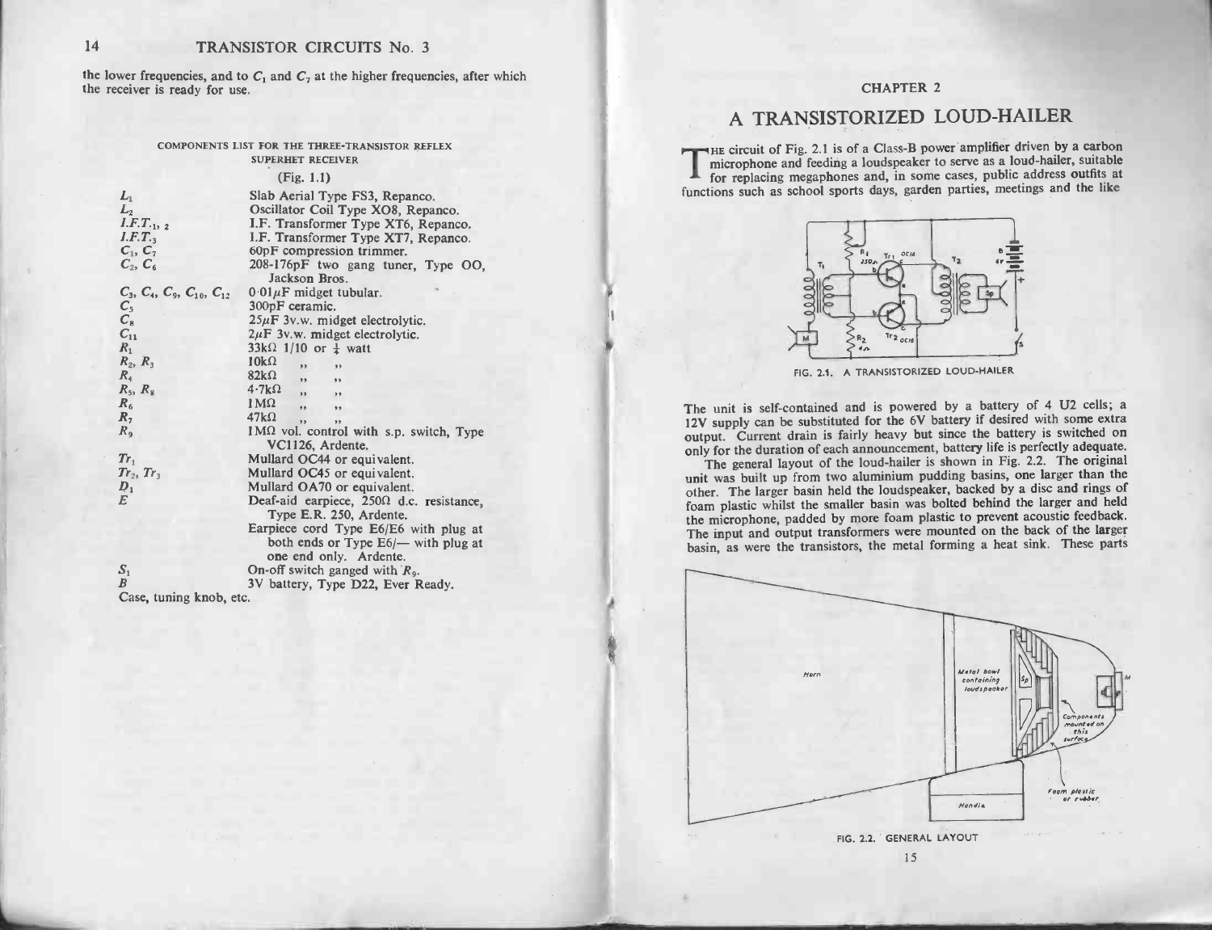the lower frequencies, and to $C_1$ and $C_7$ at the higher frequencies, after which the receiver is ready for use.

COMPONENTS LIST FOR THE THREE-TRANSISTOR REFLEX SUPERHET RECEIVER

(Fig. 1.1)

| | |
|---|---|
| $L_1$ | Slab Aerial Type FS3, Repanco. |
| $L_2$ | Oscillator Coil Type XO8, Repanco. |
| $I.F.T._{1,2}$ | I.F. Transformer Type XT6, Repanco. |
| $I.F.T._3$ | I.F. Transformer Type XT7, Repanco. |
| $C_1$, $C_7$ | 60pF compression trimmer. |
| $C_2$, $C_6$ | 208-176pF two gang tuner, Type OO, Jackson Bros. |
| $C_3$, $C_4$, $C_9$, $C_{10}$, $C_{12}$ | 0·01$\mu$F midget tubular. |
| $C_5$ | 300pF ceramic. |
| $C_8$ | 25$\mu$F 3v.w. midget electrolytic. |
| $C_{11}$ | 2$\mu$F 3v.w. midget electrolytic. |
| $R_1$ | 33k$\Omega$ 1/10 or ¼ watt |
| $R_2$, $R_3$ | 10k$\Omega$ ,, ,, |
| $R_4$ | 82k$\Omega$ ,, ,, |
| $R_5$, $R_8$ | 4·7k$\Omega$ ,, ,, |
| $R_6$ | 1M$\Omega$ ,, ,, |
| $R_7$ | 47k$\Omega$ ,, ,, |
| $R_9$ | 1M$\Omega$ vol. control with s.p. switch, Type VC1126, Ardente. |
| $Tr_1$ | Mullard OC44 or equivalent. |
| $Tr_2$, $Tr_3$ | Mullard OC45 or equivalent. |
| $D_1$ | Mullard OA70 or equivalent. |
| $E$ | Deaf-aid earpiece, 250$\Omega$ d.c. resistance, Type E.R. 250, Ardente. |
| | Earpiece cord Type E6/E6 with plug at both ends or Type E6/— with plug at one end only. Ardente. |
| $S_1$ | On-off switch ganged with $R_9$. |
| $B$ | 3V battery, Type D22, Ever Ready. |

Case, tuning knob, etc.

## CHAPTER 2

# A TRANSISTORIZED LOUD-HAILER

The circuit of Fig. 2.1 is of a Class-B power amplifier driven by a carbon microphone and feeding a loudspeaker to serve as a loud-hailer, suitable for replacing megaphones and, in some cases, public address outfits at functions such as school sports days, garden parties, meetings and the like

FIG. 2.1. A TRANSISTORIZED LOUD-HAILER

The unit is self-contained and is powered by a battery of 4 U2 cells; a 12V supply can be substituted for the 6V battery if desired with some extra output. Current drain is fairly heavy but since the battery is switched on only for the duration of each announcement, battery life is perfectly adequate.

The general layout of the loud-hailer is shown in Fig. 2.2. The original unit was built up from two aluminium pudding basins, one larger than the other. The larger basin held the loudspeaker, backed by a disc and rings of foam plastic whilst the smaller basin was bolted behind the larger and held the microphone, padded by more foam plastic to prevent acoustic feedback. The input and output transformers were mounted on the back of the larger basin, as were the transistors, the metal forming a heat sink. These parts

FIG. 2.2. GENERAL LAYOUT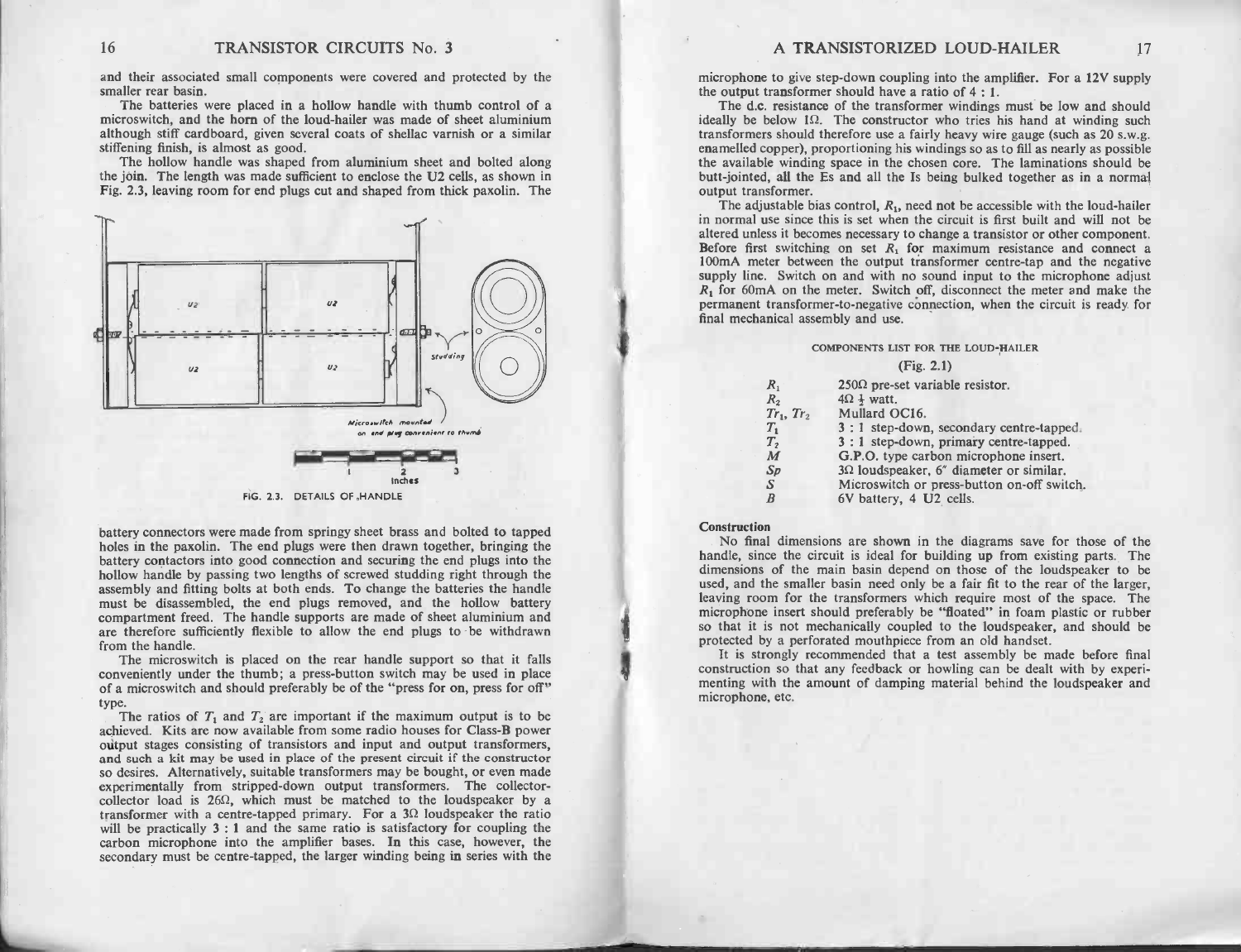and their associated small components were covered and protected by the smaller rear basin.

The batteries were placed in a hollow handle with thumb control of a microswitch, and the horn of the loud-hailer was made of sheet aluminium although stiff cardboard, given several coats of shellac varnish or a similar stiffening finish, is almost as good.

The hollow handle was shaped from aluminium sheet and bolted along the join. The length was made sufficient to enclose the U2 cells, as shown in Fig. 2.3, leaving room for end plugs cut and shaped from thick paxolin. The

FIG. 2.3. DETAILS OF HANDLE

battery connectors were made from springy sheet brass and bolted to tapped holes in the paxolin. The end plugs were then drawn together, bringing the battery contactors into good connection and securing the end plugs into the hollow handle by passing two lengths of screwed studding right through the assembly and fitting bolts at both ends. To change the batteries the handle must be disassembled, the end plugs removed, and the hollow battery compartment freed. The handle supports are made of sheet aluminium and are therefore sufficiently flexible to allow the end plugs to be withdrawn from the handle.

The microswitch is placed on the rear handle support so that it falls conveniently under the thumb; a press-button switch may be used in place of a microswitch and should preferably be of the "press for on, press for off" type.

The ratios of $T_1$ and $T_2$ are important if the maximum output is to be achieved. Kits are now available from some radio houses for Class-B power output stages consisting of transistors and input and output transformers, and such a kit may be used in place of the present circuit if the constructor so desires. Alternatively, suitable transformers may be bought, or even made experimentally from stripped-down output transformers. The collector-collector load is 26Ω, which must be matched to the loudspeaker by a transformer with a centre-tapped primary. For a 3Ω loudspeaker the ratio will be practically 3 : 1 and the same ratio is satisfactory for coupling the carbon microphone into the amplifier bases. In this case, however, the secondary must be centre-tapped, the larger winding being in series with the microphone to give step-down coupling into the amplifier. For a 12V supply the output transformer should have a ratio of 4 : 1.

The d.c. resistance of the transformer windings must be low and should ideally be below 1Ω. The constructor who tries his hand at winding such transformers should therefore use a fairly heavy wire gauge (such as 20 s.w.g. enamelled copper), proportioning his windings so as to fill as nearly as possible the available winding space in the chosen core. The laminations should be butt-jointed, all the Es and all the Is being bulked together as in a normal output transformer.

The adjustable bias control, $R_1$, need not be accessible with the loud-hailer in normal use since this is set when the circuit is first built and will not be altered unless it becomes necessary to change a transistor or other component. Before first switching on set $R_1$ for maximum resistance and connect a 100mA meter between the output transformer centre-tap and the negative supply line. Switch on and with no sound input to the microphone adjust $R_1$ for 60mA on the meter. Switch off, disconnect the meter and make the permanent transformer-to-negative connection, when the circuit is ready for final mechanical assembly and use.

COMPONENTS LIST FOR THE LOUD-HAILER
(Fig. 2.1)

| | |
|---|---|
| $R_1$ | 250Ω pre-set variable resistor. |
| $R_2$ | 4Ω ½ watt. |
| $Tr_1$, $Tr_2$ | Mullard OC16. |
| $T_1$ | 3 : 1 step-down, secondary centre-tapped. |
| $T_2$ | 3 : 1 step-down, primary centre-tapped. |
| $M$ | G.P.O. type carbon microphone insert. |
| $Sp$ | 3Ω loudspeaker, 6" diameter or similar. |
| $S$ | Microswitch or press-button on-off switch. |
| $B$ | 6V battery, 4 U2 cells. |

## Construction

No final dimensions are shown in the diagrams save for those of the handle, since the circuit is ideal for building up from existing parts. The dimensions of the main basin depend on those of the loudspeaker to be used, and the smaller basin need only be a fair fit to the rear of the larger, leaving room for the transformers which require most of the space. The microphone insert should preferably be "floated" in foam plastic or rubber so that it is not mechanically coupled to the loudspeaker, and should be protected by a perforated mouthpiece from an old handset.

It is strongly recommended that a test assembly be made before final construction so that any feedback or howling can be dealt with by experimenting with the amount of damping material behind the loudspeaker and microphone, etc.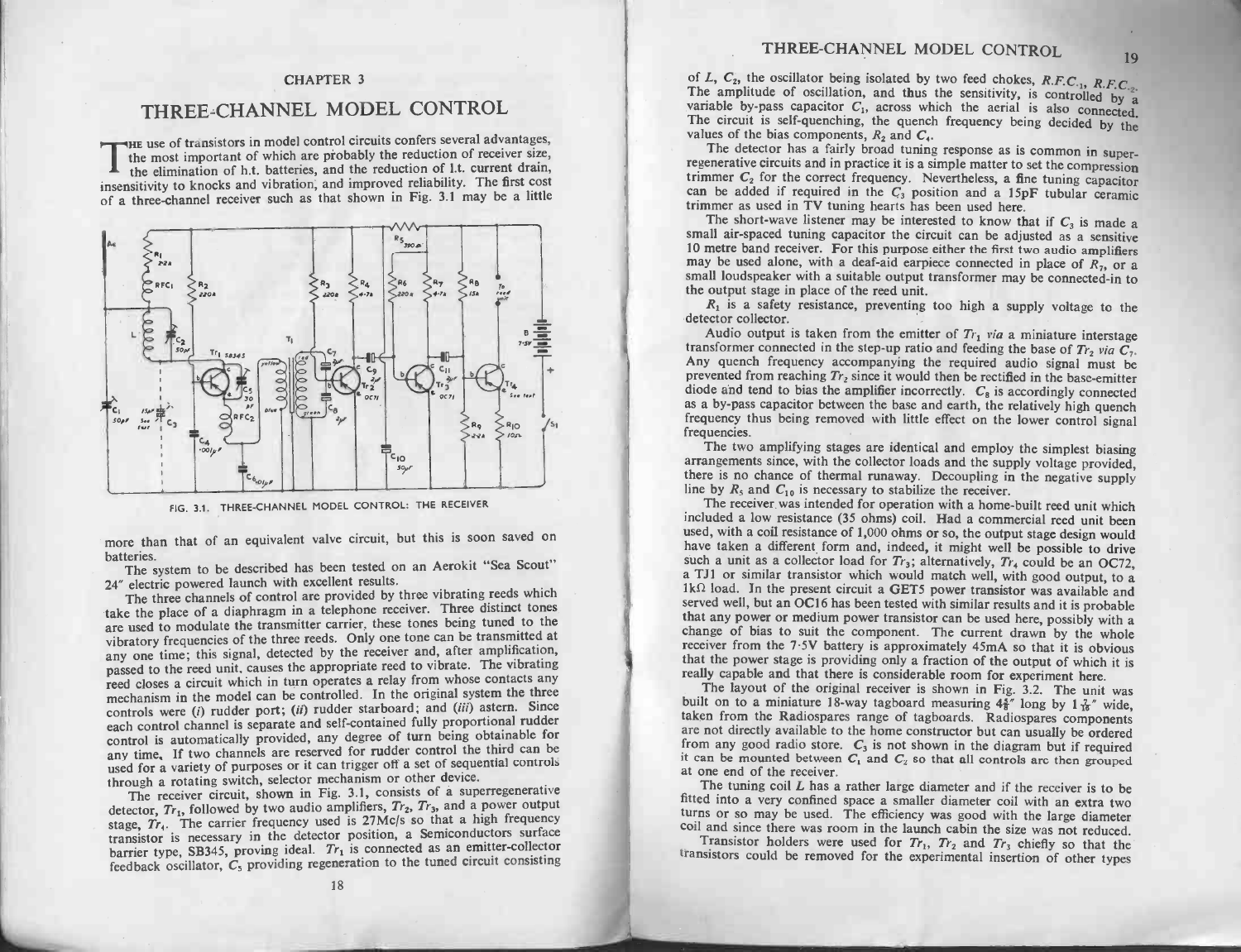# CHAPTER 3

## THREE-CHANNEL MODEL CONTROL

The use of transistors in model control circuits confers several advantages, the most important of which are probably the reduction of receiver size, the elimination of h.t. batteries, and the reduction of l.t. current drain, insensitivity to knocks and vibration, and improved reliability. The first cost of a three-channel receiver such as that shown in Fig. 3.1 may be a little more than that of an equivalent valve circuit, but this is soon saved on batteries.

FIG. 3.1. THREE-CHANNEL MODEL CONTROL: THE RECEIVER

The system to be described has been tested on an Aerokit "Sea Scout" 24" electric powered launch with excellent results.

The three channels of control are provided by three vibrating reeds which take the place of a diaphragm in a telephone receiver. Three distinct tones are used to modulate the transmitter carrier, these tones being tuned to the vibratory frequencies of the three reeds. Only one tone can be transmitted at any one time; this signal, detected by the receiver and, after amplification, passed to the reed unit, causes the appropriate reed to vibrate. The vibrating reed closes a circuit which in turn operates a relay from whose contacts any mechanism in the model can be controlled. In the original system the three controls were (*i*) rudder port; (*ii*) rudder starboard; and (*iii*) astern. Since each control channel is separate and self-contained fully proportional rudder control is automatically provided, any degree of turn being obtainable for any time. If two channels are reserved for rudder control the third can be used for a variety of purposes or it can trigger off a set of sequential controls through a rotating switch, selector mechanism or other device.

The receiver circuit, shown in Fig. 3.1, consists of a superregenerative detector, $Tr_1$, followed by two audio amplifiers, $Tr_2$, $Tr_3$, and a power output stage, $Tr_4$. The carrier frequency used is 27Mc/s so that a high frequency transistor is necessary in the detector position, a Semiconductors surface barrier type, SB345, proving ideal. $Tr_1$ is connected as an emitter-collector feedback oscillator, $C_5$ providing regeneration to the tuned circuit consisting of $L$, $C_2$, the oscillator being isolated by two feed chokes, $R.F.C._1$, $R.F.C._2$. The amplitude of oscillation, and thus the sensitivity, is controlled by a variable by-pass capacitor $C_1$, across which the aerial is also connected. The circuit is self-quenching, the quench frequency being decided by the values of the bias components, $R_2$ and $C_4$.

The detector has a fairly broad tuning response as is common in superregenerative circuits and in practice it is a simple matter to set the compression trimmer $C_2$ for the correct frequency. Nevertheless, a fine tuning capacitor can be added if required in the $C_3$ position and a 15pF tubular ceramic trimmer as used in TV tuning hearts has been used here.

The short-wave listener may be interested to know that if $C_3$ is made a small air-spaced tuning capacitor the circuit can be adjusted as a sensitive 10 metre band receiver. For this purpose either the first two audio amplifiers may be used alone, with a deaf-aid earpiece connected in place of $R_7$, or a small loudspeaker with a suitable output transformer may be connected-in to the output stage in place of the reed unit.

$R_1$ is a safety resistance, preventing too high a supply voltage to the detector collector.

Audio output is taken from the emitter of $Tr_1$ *via* a miniature interstage transformer connected in the step-up ratio and feeding the base of $Tr_2$ *via* $C_7$. Any quench frequency accompanying the required audio signal must be prevented from reaching $Tr_2$ since it would then be rectified in the base-emitter diode and tend to bias the amplifier incorrectly. $C_8$ is accordingly connected as a by-pass capacitor between the base and earth, the relatively high quench frequency thus being removed with little effect on the lower control signal frequencies.

The two amplifying stages are identical and employ the simplest biasing arrangements since, with the collector loads and the supply voltage provided, there is no chance of thermal runaway. Decoupling in the negative supply line by $R_5$ and $C_{10}$ is necessary to stabilize the receiver.

The receiver was intended for operation with a home-built reed unit which included a low resistance (35 ohms) coil. Had a commercial reed unit been used, with a coil resistance of 1,000 ohms or so, the output stage design would have taken a different form and, indeed, it might well be possible to drive such a unit as a collector load for $Tr_3$; alternatively, $Tr_4$ could be an OC72, a TJ1 or similar transistor which would match well, with good output, to a 1kΩ load. In the present circuit a GET5 power transistor was available and served well, but an OC16 has been tested with similar results and it is probable that any power or medium power transistor can be used here, possibly with a change of bias to suit the component. The current drawn by the whole receiver from the 7·5V battery is approximately 45mA so that it is obvious that the power stage is providing only a fraction of the output of which it is really capable and that there is considerable room for experiment here.

The layout of the original receiver is shown in Fig. 3.2. The unit was built on to a miniature 18-way tagboard measuring 4⅝" long by 1$\frac{7}{16}$" wide, taken from the Radiospares range of tagboards. Radiospares components are not directly available to the home constructor but can usually be ordered from any good radio store. $C_3$ is not shown in the diagram but if required it can be mounted between $C_1$ and $C_2$ so that all controls are then grouped at one end of the receiver.

The tuning coil $L$ has a rather large diameter and if the receiver is to be fitted into a very confined space a smaller diameter coil with an extra two turns or so may be used. The efficiency was good with the large diameter coil and since there was room in the launch cabin the size was not reduced.

Transistor holders were used for $Tr_1$, $Tr_2$ and $Tr_3$ chiefly so that the transistors could be removed for the experimental insertion of other types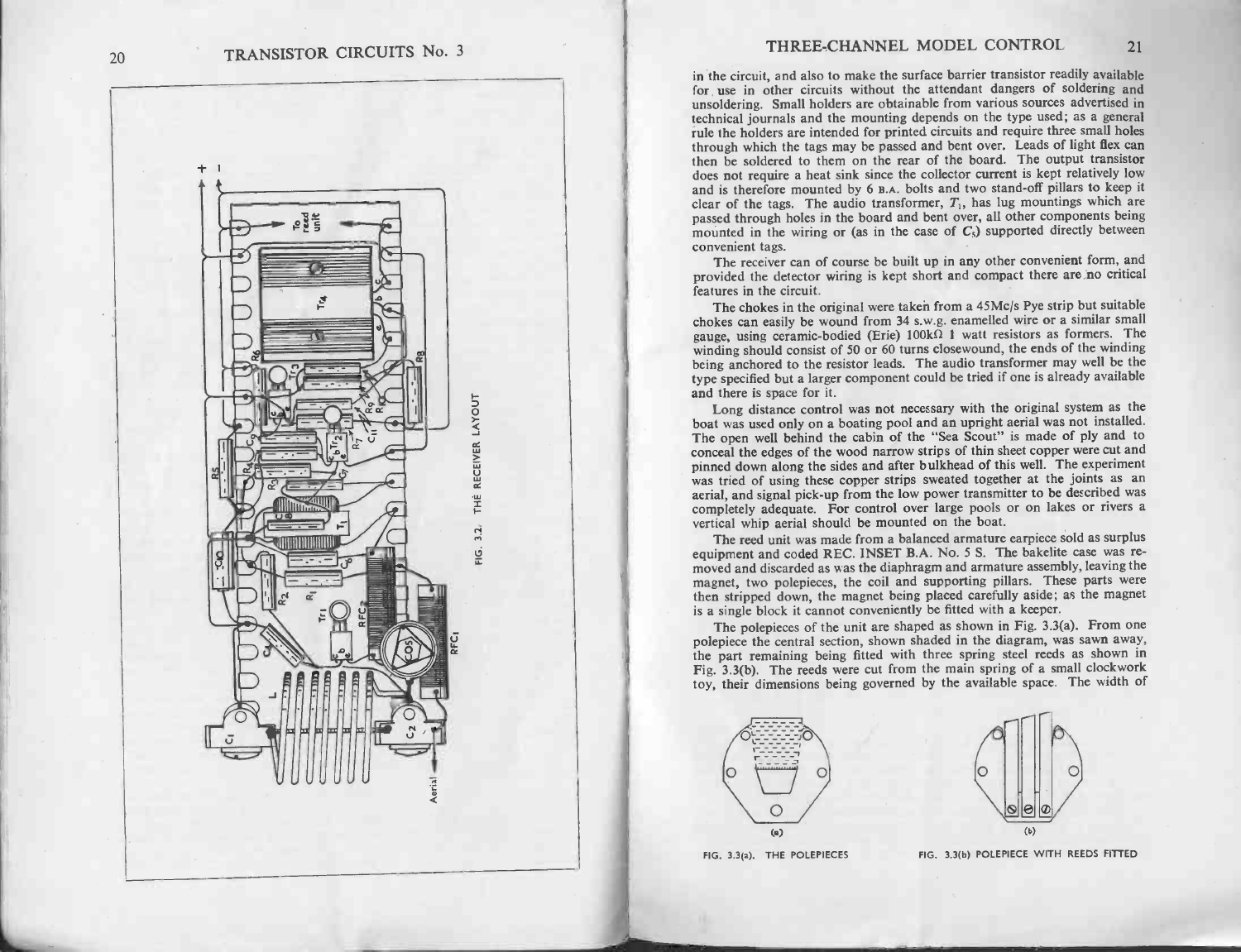FIG. 3.2. THE RECEIVER LAYOUT

in the circuit, and also to make the surface barrier transistor readily available for use in other circuits without the attendant dangers of soldering and unsoldering. Small holders are obtainable from various sources advertised in technical journals and the mounting depends on the type used; as a general rule the holders are intended for printed circuits and require three small holes through which the tags may be passed and bent over. Leads of light flex can then be soldered to them on the rear of the board. The output transistor does not require a heat sink since the collector current is kept relatively low and is therefore mounted by 6 B.A. bolts and two stand-off pillars to keep it clear of the tags. The audio transformer, $T_1$, has lug mountings which are passed through holes in the board and bent over, all other components being mounted in the wiring or (as in the case of $C_5$) supported directly between convenient tags.

The receiver can of course be built up in any other convenient form, and provided the detector wiring is kept short and compact there are no critical features in the circuit.

The chokes in the original were taken from a 45Mc/s Pye strip but suitable chokes can easily be wound from 34 s.w.g. enamelled wire or a similar small gauge, using ceramic-bodied (Erie) 100kΩ 1 watt resistors as formers. The winding should consist of 50 or 60 turns closewound, the ends of the winding being anchored to the resistor leads. The audio transformer may well be the type specified but a larger component could be tried if one is already available and there is space for it.

Long distance control was not necessary with the original system as the boat was used only on a boating pool and an upright aerial was not installed. The open well behind the cabin of the "Sea Scout" is made of ply and to conceal the edges of the wood narrow strips of thin sheet copper were cut and pinned down along the sides and after bulkhead of this well. The experiment was tried of using these copper strips sweated together at the joints as an aerial, and signal pick-up from the low power transmitter to be described was completely adequate. For control over large pools or on lakes or rivers a vertical whip aerial should be mounted on the boat.

The reed unit was made from a balanced armature earpiece sold as surplus equipment and coded REC. INSET B.A. No. 5 S. The bakelite case was removed and discarded as was the diaphragm and armature assembly, leaving the magnet, two polepieces, the coil and supporting pillars. These parts were then stripped down, the magnet being placed carefully aside; as the magnet is a single block it cannot conveniently be fitted with a keeper.

The polepieces of the unit are shaped as shown in Fig. 3.3(a). From one polepiece the central section, shown shaded in the diagram, was sawn away, the part remaining being fitted with three spring steel reeds as shown in Fig. 3.3(b). The reeds were cut from the main spring of a small clockwork toy, their dimensions being governed by the available space. The width of

FIG. 3.3(a). THE POLEPIECES

FIG. 3.3(b) POLEPIECE WITH REEDS FITTED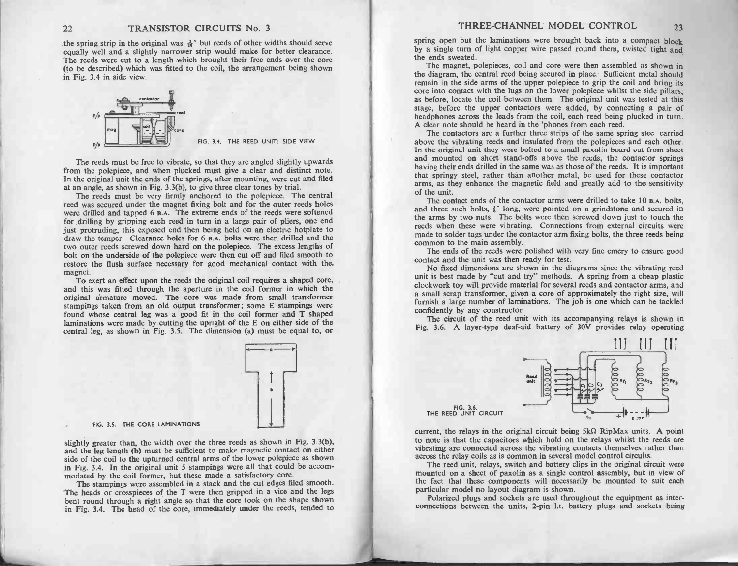the spring strip in the original was $\frac{3}{16}''$ but reeds of other widths should serve equally well and a slightly narrower strip would make for better clearance. The reeds were cut to a length which brought their free ends over the core (to be described) which was fitted to the coil, the arrangement being shown in Fig. 3.4 in side view.

FIG. 3.4. THE REED UNIT: SIDE VIEW

The reeds must be free to vibrate, so that they are angled slightly upwards from the polepiece, and when plucked must give a clear and distinct note. In the original unit the ends of the springs, after mounting, were cut and filed at an angle, as shown in Fig. 3.3(b), to give three clear tones by trial.

The reeds must be very firmly anchored to the polepiece. The central reed was secured under the magnet fixing bolt and for the outer reeds holes were drilled and tapped 6 B.A. The extreme ends of the reeds were softened for drilling by gripping each reed in turn in a large pair of pliers, one end just protruding, this exposed end then being held on an electric hotplate to draw the temper. Clearance holes for 6 B.A. bolts were then drilled and the two outer reeds screwed down hard on the polepiece. The excess lengths of bolt on the underside of the polepiece were then cut off and filed smooth to restore the flush surface necessary for good mechanical contact with the magnet.

To exert an effect upon the reeds the original coil requires a shaped core, and this was fitted through the aperture in the coil former in which the original armature moved. The core was made from small transformer stampings taken from an old output transformer; some E stampings were found whose central leg was a good fit in the coil former and T shaped laminations were made by cutting the upright of the E on either side of the central leg, as shown in Fig. 3.5. The dimension (a) must be equal to, or slightly greater than, the width over the three reeds as shown in Fig. 3.3(b), and the leg length (b) must be sufficient to make magnetic contact on either side of the coil to the upturned central arms of the lower polepiece as shown in Fig. 3.4. In the original unit 5 stampings were all that could be accommodated by the coil former, but these made a satisfactory core.

FIG. 3.5. THE CORE LAMINATIONS

The stampings were assembled in a stack and the cut edges filed smooth. The heads or crosspieces of the T were then gripped in a vice and the legs bent round through a right angle so that the core took on the shape shown in Fig. 3.4. The head of the core, immediately under the reeds, tended to spring open but the laminations were brought back into a compact block by a single turn of light copper wire passed round them, twisted tight and the ends sweated.

The magnet, polepieces, coil and core were then assembled as shown in the diagram, the central reed being secured in place. Sufficient metal should remain in the side arms of the upper polepiece to grip the coil and bring its core into contact with the lugs on the lower polepiece whilst the side pillars, as before, locate the coil between them. The original unit was tested at this stage, before the upper contactors were added, by connecting a pair of headphones across the leads from the coil, each reed being plucked in turn. A clear note should be heard in the 'phones from each reed.

The contactors are a further three strips of the same spring stee carried above the vibrating reeds and insulated from the polepieces and each other. In the original unit they were bolted to a small paxolin board cut from sheet and mounted on short stand-offs above the reeds, the contactor springs having their ends drilled in the same was as those of the reeds. It is important that springy steel, rather than another metal, be used for these contactor arms, as they enhance the magnetic field and greatly add to the sensitivity of the unit.

The contact ends of the contactor arms were drilled to take 10 B.A. bolts, and three such bolts, $\frac{1}{4}''$ long, were pointed on a grindstone and secured in the arms by two nuts. The bolts were then screwed down just to touch the reeds when these were vibrating. Connections from external circuits were made to solder tags under the contactor arm fixing bolts, the three reeds being common to the main assembly.

The ends of the reeds were polished with very fine emery to ensure good contact and the unit was then ready for test.

No fixed dimensions are shown in the diagrams since the vibrating reed unit is best made by "cut and try" methods. A spring from a cheap plastic clockwork toy will provide material for several reeds and contactor arms, and a small scrap transformer, given a core of approximately the right size, will furnish a large number of laminations. The job is one which can be tackled confidently by any constructor.

The circuit of the reed unit with its accompanying relays is shown in Fig. 3.6. A layer-type deaf-aid battery of 30V provides relay operating current, the relays in the original circuit being 5kΩ RipMax units. A point to note is that the capacitors which hold on the relays whilst the reeds are vibrating are connected across the vibrating contacts themselves rather than across the relay coils as is common in several model control circuits.

FIG. 3.6. THE REED UNIT CIRCUIT

The reed unit, relays, switch and battery clips in the original circuit were mounted on a sheet of paxolin as a single control assembly, but in view of the fact that these components will necessarily be mounted to suit each particular model no layout diagram is shown.

Polarized plugs and sockets are used throughout the equipment as interconnections between the units, 2-pin l.t. battery plugs and sockets being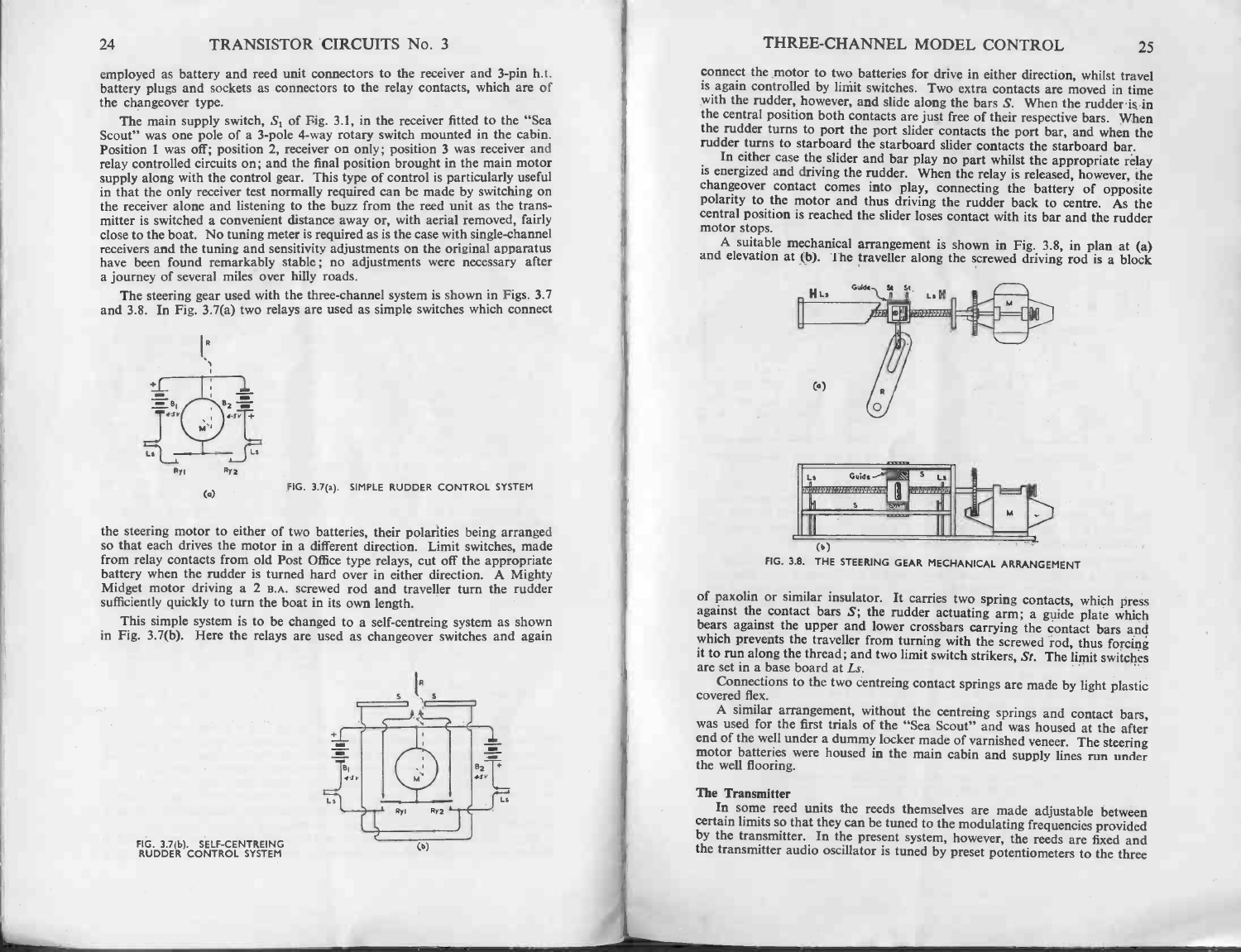employed as battery and reed unit connectors to the receiver and 3-pin h.t. battery plugs and sockets as connectors to the relay contacts, which are of the changeover type.

The main supply switch, $S_1$ of Fig. 3.1, in the receiver fitted to the "Sea Scout" was one pole of a 3-pole 4-way rotary switch mounted in the cabin. Position 1 was off; position 2, receiver on only; position 3 was receiver and relay controlled circuits on; and the final position brought in the main motor supply along with the control gear. This type of control is particularly useful in that the only receiver test normally required can be made by switching on the receiver alone and listening to the buzz from the reed unit as the transmitter is switched a convenient distance away or, with aerial removed, fairly close to the boat. No tuning meter is required as is the case with single-channel receivers and the tuning and sensitivity adjustments on the original apparatus have been found remarkably stable; no adjustments were necessary after a journey of several miles over hilly roads.

The steering gear used with the three-channel system is shown in Figs. 3.7 and 3.8. In Fig. 3.7(a) two relays are used as simple switches which connect

FIG. 3.7(a). SIMPLE RUDDER CONTROL SYSTEM

the steering motor to either of two batteries, their polarities being arranged so that each drives the motor in a different direction. Limit switches, made from relay contacts from old Post Office type relays, cut off the appropriate battery when the rudder is turned hard over in either direction. A Mighty Midget motor driving a 2 B.A. screwed rod and traveller turn the rudder sufficiently quickly to turn the boat in its own length.

This simple system is to be changed to a self-centreing system as shown in Fig. 3.7(b). Here the relays are used as changeover switches and again

FIG. 3.7(b). SELF-CENTREING RUDDER CONTROL SYSTEM

connect the motor to two batteries for drive in either direction, whilst travel is again controlled by limit switches. Two extra contacts are moved in time with the rudder, however, and slide along the bars *S*. When the rudder is in the central position both contacts are just free of their respective bars. When the rudder turns to port the port slider contacts the port bar, and when the rudder turns to starboard the starboard slider contacts the starboard bar.

In either case the slider and bar play no part whilst the appropriate relay is energized and driving the rudder. When the relay is released, however, the changeover contact comes into play, connecting the battery of opposite polarity to the motor and thus driving the rudder back to centre. As the central position is reached the slider loses contact with its bar and the rudder motor stops.

A suitable mechanical arrangement is shown in Fig. 3.8, in plan at (a) and elevation at (b). The traveller along the screwed driving rod is a block

FIG. 3.8. THE STEERING GEAR MECHANICAL ARRANGEMENT

of paxolin or similar insulator. It carries two spring contacts, which press against the contact bars *S*; the rudder actuating arm; a guide plate which bears against the upper and lower crossbars carrying the contact bars and which prevents the traveller from turning with the screwed rod, thus forcing it to run along the thread; and two limit switch strikers, *St*. The limit switches are set in a base board at *Ls*.

Connections to the two centreing contact springs are made by light plastic covered flex.

A similar arrangement, without the centreing springs and contact bars, was used for the first trials of the "Sea Scout" and was housed at the after end of the well under a dummy locker made of varnished veneer. The steering motor batteries were housed in the main cabin and supply lines run under the well flooring.

### The Transmitter

In some reed units the reeds themselves are made adjustable between certain limits so that they can be tuned to the modulating frequencies provided by the transmitter. In the present system, however, the reeds are fixed and the transmitter audio oscillator is tuned by preset potentiometers to the three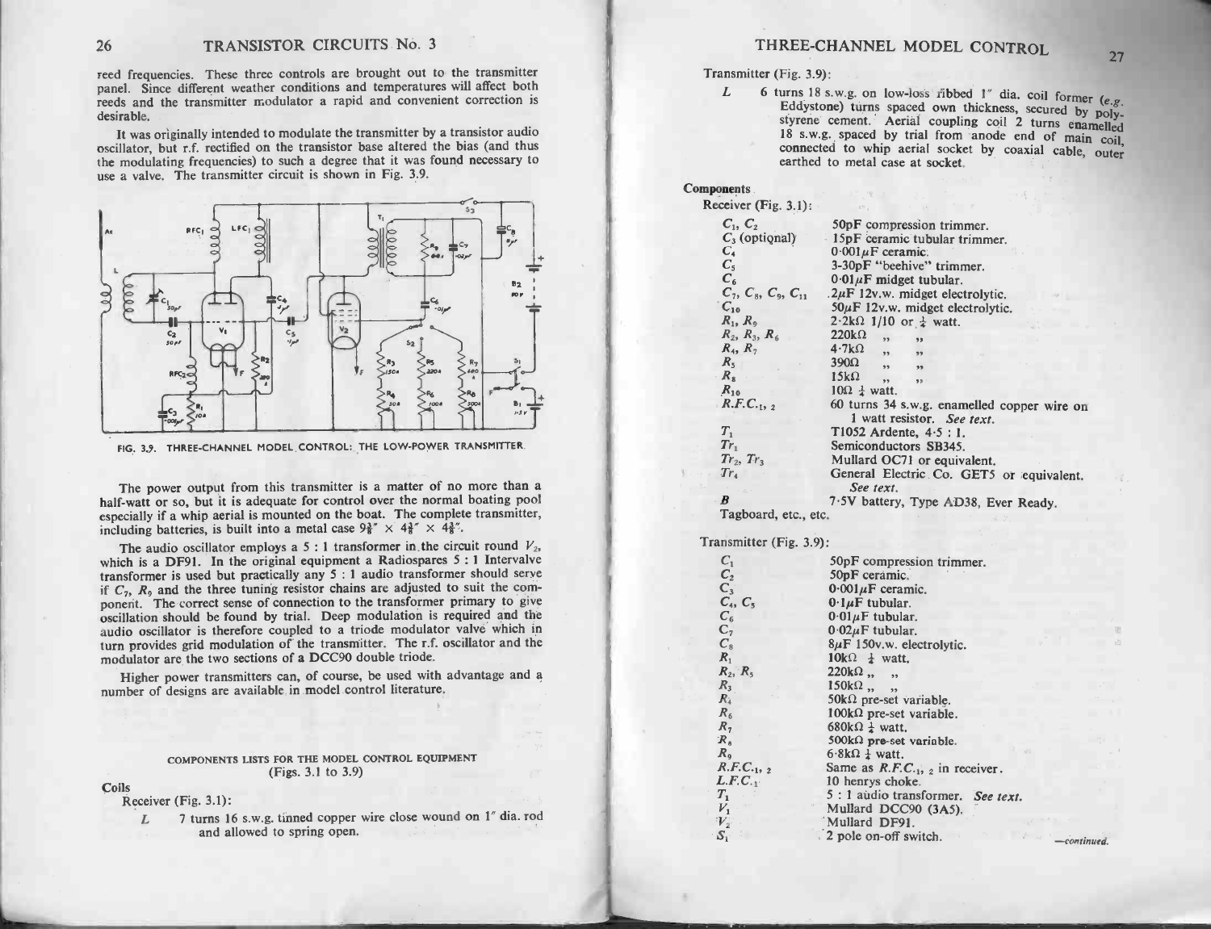reed frequencies. These three controls are brought out to the transmitter panel. Since different weather conditions and temperatures will affect both reeds and the transmitter modulator a rapid and convenient correction is desirable.

It was originally intended to modulate the transmitter by a transistor audio oscillator, but r.f. rectified on the transistor base altered the bias (and thus the modulating frequencies) to such a degree that it was found necessary to use a valve. The transmitter circuit is shown in Fig. 3.9.

FIG. 3.9. THREE-CHANNEL MODEL CONTROL: THE LOW-POWER TRANSMITTER.

The power output from this transmitter is a matter of no more than a half-watt or so, but it is adequate for control over the normal boating pool especially if a whip aerial is mounted on the boat. The complete transmitter, including batteries, is built into a metal case 9⅜" × 4⅝" × 4⅜".

The audio oscillator employs a 5 : 1 transformer in the circuit round $V_2$, which is a DF91. In the original equipment a Radiospares 5 : 1 Intervalve transformer is used but practically any 5 : 1 audio transformer should serve if $C_7$, $R_9$ and the three tuning resistor chains are adjusted to suit the component. The correct sense of connection to the transformer primary to give oscillation should be found by trial. Deep modulation is required and the audio oscillator is therefore coupled to a triode modulator valve which in turn provides grid modulation of the transmitter. The r.f. oscillator and the modulator are the two sections of a DCC90 double triode.

Higher power transmitters can, of course, be used with advantage and a number of designs are available in model control literature.

## COMPONENTS LISTS FOR THE MODEL CONTROL EQUIPMENT
(Figs. 3.1 to 3.9)

**Coils**

Receiver (Fig. 3.1):

*L* 7 turns 16 s.w.g. tinned copper wire close wound on 1" dia. rod and allowed to spring open.

Transmitter (Fig. 3.9):

*L* 6 turns 18 s.w.g. on low-loss ribbed 1" dia. coil former (e.g. Eddystone) turns spaced own thickness, secured by polystyrene cement. Aerial coupling coil 2 turns enamelled 18 s.w.g. spaced by trial from anode end of main coil, connected to whip aerial socket by coaxial cable, outer earthed to metal case at socket.

**Components**

Receiver (Fig. 3.1):

| | |
|---|---|
| $C_1$, $C_2$ | 50pF compression trimmer. |
| $C_3$ (optional) | 15pF ceramic tubular trimmer. |
| $C_4$ | 0·001μF ceramic. |
| $C_5$ | 3-30pF "beehive" trimmer. |
| $C_6$ | 0·01μF midget tubular. |
| $C_7$, $C_8$, $C_9$, $C_{11}$ | 2μF 12v.w. midget electrolytic. |
| $C_{10}$ | 50μF 12v.w. midget electrolytic. |
| $R_1$, $R_9$ | 2·2kΩ 1/10 or ⅛ watt. |
| $R_2$, $R_3$, $R_6$ | 220kΩ " " |
| $R_4$, $R_7$ | 4·7kΩ " " |
| $R_5$ | 390Ω " " |
| $R_8$ | 15kΩ " " |
| $R_{10}$ | 10Ω ¼ watt. |
| $R.F.C._{1, 2}$ | 60 turns 34 s.w.g. enamelled copper wire on 1 watt resistor. *See text.* |
| $T_1$ | T1052 Ardente, 4·5 : 1. |
| $Tr_1$ | Semiconductors SB345. |
| $Tr_2$, $Tr_3$ | Mullard OC71 or equivalent. |
| $Tr_4$ | General Electric Co. GET5 or equivalent. *See text.* |
| *B* | 7·5V battery, Type AD38, Ever Ready. |
| Tagboard, etc., etc. | |

Transmitter (Fig. 3.9):

| | |
|---|---|
| $C_1$ | 50pF compression trimmer. |
| $C_2$ | 50pF ceramic. |
| $C_3$ | 0·001μF ceramic. |
| $C_4$, $C_5$ | 0·1μF tubular. |
| $C_6$ | 0·01μF tubular. |
| $C_7$ | 0·02μF tubular. |
| $C_8$ | 8μF 150v.w. electrolytic. |
| $R_1$ | 10kΩ ¼ watt. |
| $R_2$, $R_5$ | 220kΩ " " |
| $R_3$ | 150kΩ " " |
| $R_4$ | 50kΩ pre-set variable. |
| $R_6$ | 100kΩ pre-set variable. |
| $R_7$ | 680kΩ ¼ watt. |
| $R_8$ | 500kΩ pre-set variable. |
| $R_9$ | 6·8kΩ ¼ watt. |
| $R.F.C._{1, 2}$ | Same as $R.F.C._{1, 2}$ in receiver. |
| $L.F.C._1$ | 10 henrys choke. |
| $T_1$ | 5 : 1 audio transformer. *See text.* |
| $V_1$ | Mullard DCC90 (3A5). |
| $V_2$ | Mullard DF91. |
| $S_1$ | 2 pole on-off switch. |

*—continued.*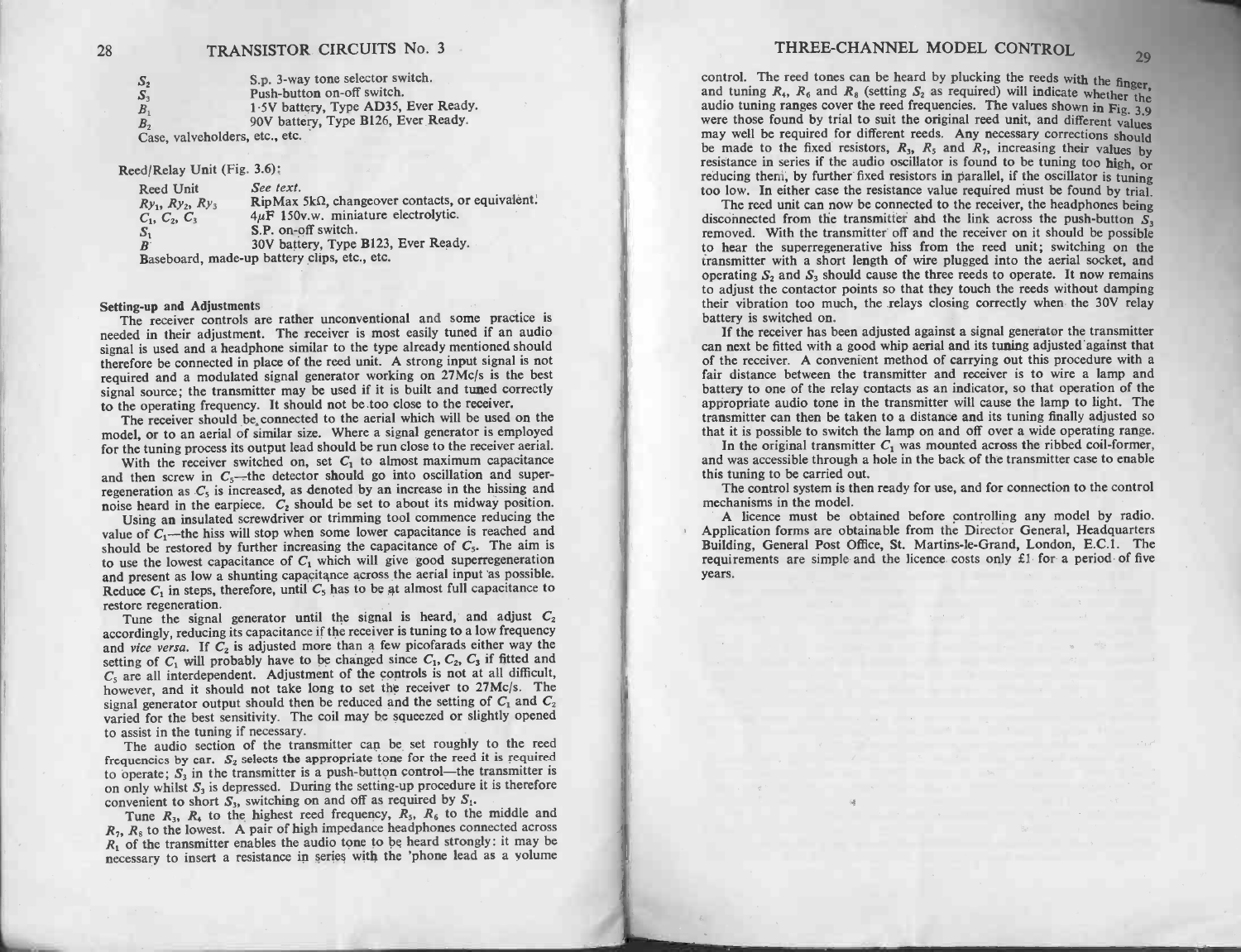| | |
|---|---|
| $S_2$ | S.p. 3-way tone selector switch. |
| $S_3$ | Push-button on-off switch. |
| $B_1$ | 1·5V battery, Type AD35, Ever Ready. |
| $B_2$ | 90V battery, Type B126, Ever Ready. |

Case, valveholders, etc., etc.

Reed/Relay Unit (Fig. 3.6):

| | |
|---|---|
| Reed Unit | *See text.* |
| $Ry_1$, $Ry_2$, $Ry_3$ | RipMax 5kΩ, changeover contacts, or equivalent. |
| $C_1$, $C_2$, $C_3$ | 4μF 150v.w. miniature electrolytic. |
| $S_1$ | S.P. on-off switch. |
| $B$ | 30V battery, Type B123, Ever Ready. |

Baseboard, made-up battery clips, etc., etc.

**Setting-up and Adjustments**

The receiver controls are rather unconventional and some practice is needed in their adjustment. The receiver is most easily tuned if an audio signal is used and a headphone similar to the type already mentioned should therefore be connected in place of the reed unit. A strong input signal is not required and a modulated signal generator working on 27Mc/s is the best signal source; the transmitter may be used if it is built and tuned correctly to the operating frequency. It should not be too close to the receiver.

The receiver should be connected to the aerial which will be used on the model, or to an aerial of similar size. Where a signal generator is employed for the tuning process its output lead should be run close to the receiver aerial.

With the receiver switched on, set $C_1$ to almost maximum capacitance and then screw in $C_5$—the detector should go into oscillation and superregeneration as $C_5$ is increased, as denoted by an increase in the hissing and noise heard in the earpiece. $C_2$ should be set to about its midway position.

Using an insulated screwdriver or trimming tool commence reducing the value of $C_1$—the hiss will stop when some lower capacitance is reached and should be restored by further increasing the capacitance of $C_5$. The aim is to use the lowest capacitance of $C_1$ which will give good superregeneration and present as low a shunting capacitance across the aerial input as possible. Reduce $C_1$ in steps, therefore, until $C_5$ has to be at almost full capacitance to restore regeneration.

Tune the signal generator until the signal is heard, and adjust $C_2$ accordingly, reducing its capacitance if the receiver is tuning to a low frequency and *vice versa*. If $C_2$ is adjusted more than a few picofarads either way the setting of $C_1$ will probably have to be changed since $C_1$, $C_2$, $C_3$ if fitted and $C_5$ are all interdependent. Adjustment of the controls is not at all difficult, however, and it should not take long to set the receiver to 27Mc/s. The signal generator output should then be reduced and the setting of $C_1$ and $C_2$ varied for the best sensitivity. The coil may be squeezed or slightly opened to assist in the tuning if necessary.

The audio section of the transmitter can be set roughly to the reed frequencies by ear. $S_2$ selects the appropriate tone for the reed it is required to operate; $S_3$ in the transmitter is a push-button control—the transmitter is on only whilst $S_3$ is depressed. During the setting-up procedure it is therefore convenient to short $S_3$, switching on and off as required by $S_1$.

Tune $R_3$, $R_4$ to the highest reed frequency, $R_5$, $R_6$ to the middle and $R_7$, $R_8$ to the lowest. A pair of high impedance headphones connected across $R_1$ of the transmitter enables the audio tone to be heard strongly: it may be necessary to insert a resistance in series with the 'phone lead as a volume control. The reed tones can be heard by plucking the reeds with the finger, and tuning $R_4$, $R_6$ and $R_8$ (setting $S_2$ as required) will indicate whether the audio tuning ranges cover the reed frequencies. The values shown in Fig. 3.9 were those found by trial to suit the original reed unit, and different values may well be required for different reeds. Any necessary corrections should be made to the fixed resistors, $R_3$, $R_5$ and $R_7$, increasing their values by resistance in series if the audio oscillator is found to be tuning too high, or reducing them, by further fixed resistors in parallel, if the oscillator is tuning too low. In either case the resistance value required must be found by trial.

The reed unit can now be connected to the receiver, the headphones being disconnected from the transmitter and the link across the push-button $S_3$ removed. With the transmitter off and the receiver on it should be possible to hear the superregenerative hiss from the reed unit; switching on the transmitter with a short length of wire plugged into the aerial socket, and operating $S_2$ and $S_3$ should cause the three reeds to operate. It now remains to adjust the contactor points so that they touch the reeds without damping their vibration too much, the relays closing correctly when the 30V relay battery is switched on.

If the receiver has been adjusted against a signal generator the transmitter can next be fitted with a good whip aerial and its tuning adjusted against that of the receiver. A convenient method of carrying out this procedure with a fair distance between the transmitter and receiver is to wire a lamp and battery to one of the relay contacts as an indicator, so that operation of the appropriate audio tone in the transmitter will cause the lamp to light. The transmitter can then be taken to a distance and its tuning finally adjusted so that it is possible to switch the lamp on and off over a wide operating range.

In the original transmitter $C_1$ was mounted across the ribbed coil-former, and was accessible through a hole in the back of the transmitter case to enable this tuning to be carried out.

The control system is then ready for use, and for connection to the control mechanisms in the model.

A licence must be obtained before controlling any model by radio. Application forms are obtainable from the Director General, Headquarters Building, General Post Office, St. Martins-le-Grand, London, E.C.1. The requirements are simple and the licence costs only £1 for a period of five years.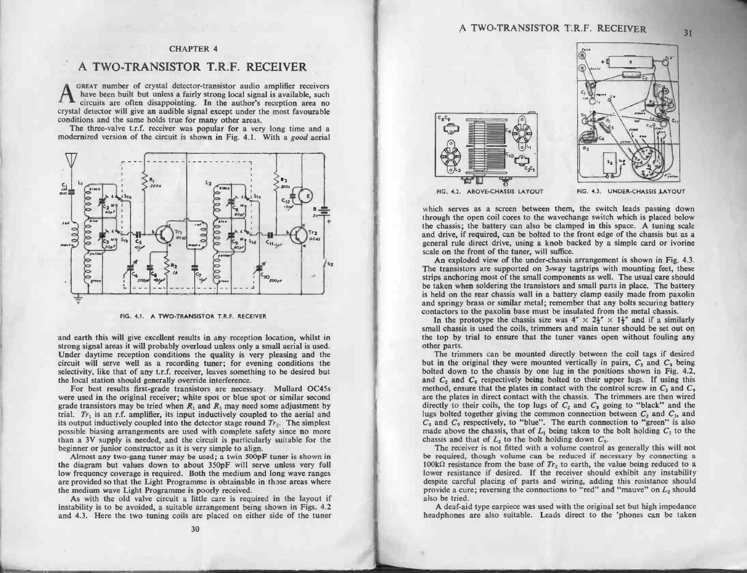# CHAPTER 4

## A TWO-TRANSISTOR T.R.F. RECEIVER

A great number of crystal detector-transistor audio amplifier receivers have been built but unless a fairly strong local signal is available, such circuits are often disappointing. In the author's reception area no crystal detector will give an audible signal except under the most favourable conditions and the same holds true for many other areas.

The three-valve t.r.f. receiver was popular for a very long time and a modernized version of the circuit is shown in Fig. 4.1. With a *good* aerial

FIG. 4.1. A TWO-TRANSISTOR T.R.F. RECEIVER

and earth this will give excellent results in any reception location, whilst in strong signal areas it will probably overload unless only a small aerial is used. Under daytime reception conditions the quality is very pleasing and the circuit will serve well as a recording tuner; for evening conditions the selectivity, like that of any t.r.f. receiver, leaves something to be desired but the local station should generally override interference.

For best results first-grade transistors are necessary. Mullard OC45s were used in the original receiver; white spot or blue spot or similar second grade transistors may be tried when $R_1$ and $R_3$ may need some adjustment by trial. $Tr_1$ is an r.f. amplifier, its input inductively coupled to the aerial and its output inductively coupled into the detector stage round $Tr_2$. The simplest possible biasing arrangements are used with complete safety since no more than a 3V supply is needed, and the circuit is particularly suitable for the beginner or junior constructor as it is very simple to align.

Almost any two-gang tuner may be used; a twin 500pF tuner is shown in the diagram but values down to about 350pF will serve unless very full low frequency coverage is required. Both the medium and long wave ranges are provided so that the Light Programme is obtainable in those areas where the medium wave Light Programme is poorly received.

As with the old valve circuit a little care is required in the layout if instability is to be avoided, a suitable arrangement being shown in Figs. 4.2 and 4.3. Here the two tuning coils are placed on either side of the tuner

FIG. 4.2. ABOVE-CHASSIS LAYOUT

FIG. 4.3. UNDER-CHASSIS LAYOUT

which serves as a screen between them, the switch leads passing down through the open coil cores to the wavechange switch which is placed below the chassis; the battery can also be clamped in this space. A tuning scale and drive, if required, can be bolted to the front edge of the chassis but as a general rule direct drive, using a knob backed by a simple card or ivorine scale on the front of the tuner, will suffice.

An exploded view of the under-chassis arrangement is shown in Fig. 4.3. The transistors are supported on 3-way tagstrips with mounting feet, these strips anchoring most of the small components as well. The usual care should be taken when soldering the transistors and small parts in place. The battery is held on the rear chassis wall in a battery clamp easily made from paxolin and springy brass or similar metal; remember that any bolts securing battery contactors to the paxolin base must be insulated from the metal chassis.

In the prototype the chassis size was 4" × 2½" × 1½" and if a similarly small chassis is used the coils, trimmers and main tuner should be set out on the top by trial to ensure that the tuner vanes open without fouling any other parts.

The trimmers can be mounted directly between the coil tags if desired but in the original they were mounted vertically in pairs, $C_3$ and $C_9$ being bolted down to the chassis by one lug in the positions shown in Fig. 4.2, and $C_2$ and $C_8$ respectively being bolted to their upper lugs. If using this method, ensure that the plates in contact with the control screw in $C_3$ and $C_9$ are the plates in direct contact with the chassis. The trimmers are then wired directly to their coils, the top lugs of $C_2$ and $C_8$ going to "black" and the lugs bolted together giving the common connection between $C_2$ and $C_3$, and $C_8$ and $C_9$ respectively, to "blue". The earth connection to "green" is also made above the chassis, that of $L_1$ being taken to the bolt holding $C_3$ to the chassis and that of $L_2$ to the bolt holding down $C_9$.

The receiver is not fitted with a volume control as generally this will not be required, though volume can be reduced if necessary by connecting a 100kΩ resistance from the base of $Tr_2$ to earth, the value being reduced to a lower resistance if desired. If the receiver should exhibit any instability despite careful placing of parts and wiring, adding this resistance should provide a cure; reversing the connections to "red" and "mauve" on $L_2$ should also be tried.

A deaf-aid type earpiece was used with the original set but high impedance headphones are also suitable. Leads direct to the 'phones can be taken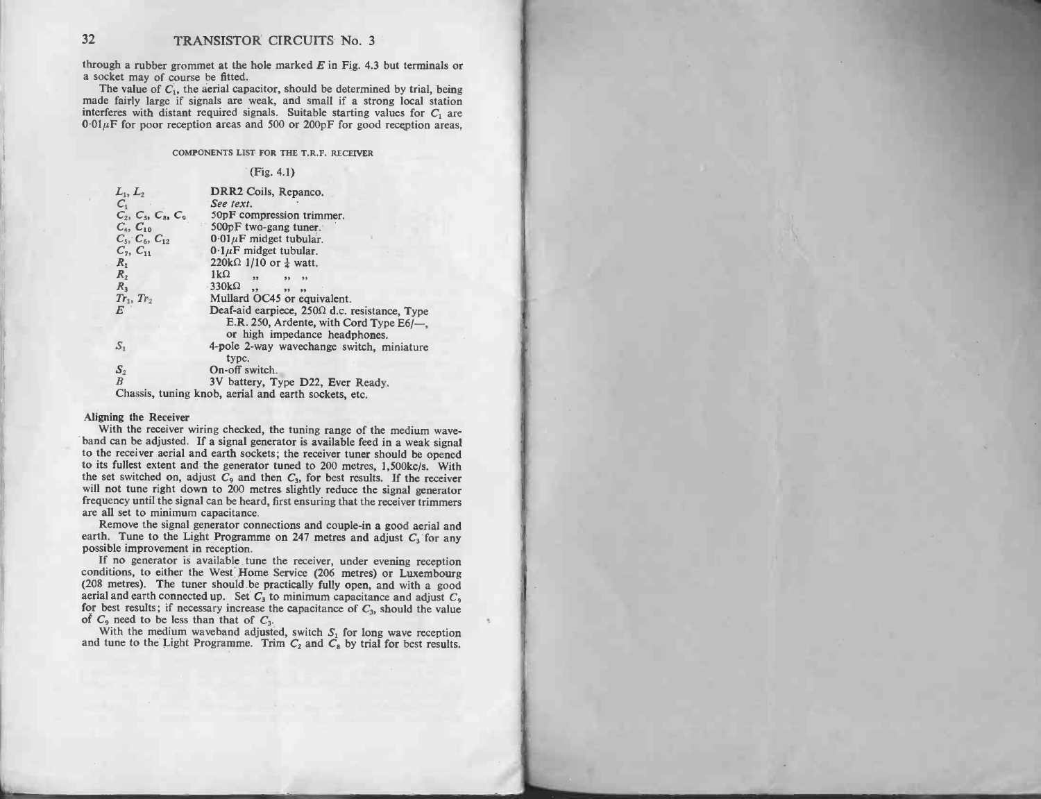through a rubber grommet at the hole marked $E$ in Fig. 4.3 but terminals or a socket may of course be fitted.

The value of $C_1$, the aerial capacitor, should be determined by trial, being made fairly large if signals are weak, and small if a strong local station interferes with distant required signals. Suitable starting values for $C_1$ are 0·01$\mu$F for poor reception areas and 500 or 200pF for good reception areas.

### COMPONENTS LIST FOR THE T.R.F. RECEIVER

(Fig. 4.1)

| | |
|---|---|
| $L_1$, $L_2$ | DRR2 Coils, Repanco. |
| $C_1$ | *See text.* |
| $C_2$, $C_3$, $C_8$, $C_9$ | 50pF compression trimmer. |
| $C_4$, $C_{10}$ | 500pF two-gang tuner. |
| $C_5$, $C_6$, $C_{12}$ | 0·01$\mu$F midget tubular. |
| $C_7$, $C_{11}$ | 0·1$\mu$F midget tubular. |
| $R_1$ | 220kΩ 1/10 or ¼ watt. |
| $R_2$ | 1kΩ „ „ „ |
| $R_3$ | 330kΩ „ „ „ |
| $Tr_1$, $Tr_2$ | Mullard OC45 or equivalent. |
| $E$ | Deaf-aid earpiece, 250Ω d.c. resistance, Type E.R. 250, Ardente, with Cord Type E6/—, or high impedance headphones. |
| $S_1$ | 4-pole 2-way wavechange switch, miniature type. |
| $S_2$ | On-off switch. |
| $B$ | 3V battery, Type D22, Ever Ready. |

Chassis, tuning knob, aerial and earth sockets, etc.

**Aligning the Receiver**

With the receiver wiring checked, the tuning range of the medium waveband can be adjusted. If a signal generator is available feed in a weak signal to the receiver aerial and earth sockets; the receiver tuner should be opened to its fullest extent and the generator tuned to 200 metres, 1,500kc/s. With the set switched on, adjust $C_9$ and then $C_3$, for best results. If the receiver will not tune right down to 200 metres slightly reduce the signal generator frequency until the signal can be heard, first ensuring that the receiver trimmers are all set to minimum capacitance.

Remove the signal generator connections and couple-in a good aerial and earth. Tune to the Light Programme on 247 metres and adjust $C_3$ for any possible improvement in reception.

If no generator is available tune the receiver, under evening reception conditions, to either the West Home Service (206 metres) or Luxembourg (208 metres). The tuner should be practically fully open, and with a good aerial and earth connected up. Set $C_3$ to minimum capacitance and adjust $C_9$ for best results; if necessary increase the capacitance of $C_3$, should the value of $C_9$ need to be less than that of $C_3$.

With the medium waveband adjusted, switch $S_1$ for long wave reception and tune to the Light Programme. Trim $C_2$ and $C_8$ by trial for best results.